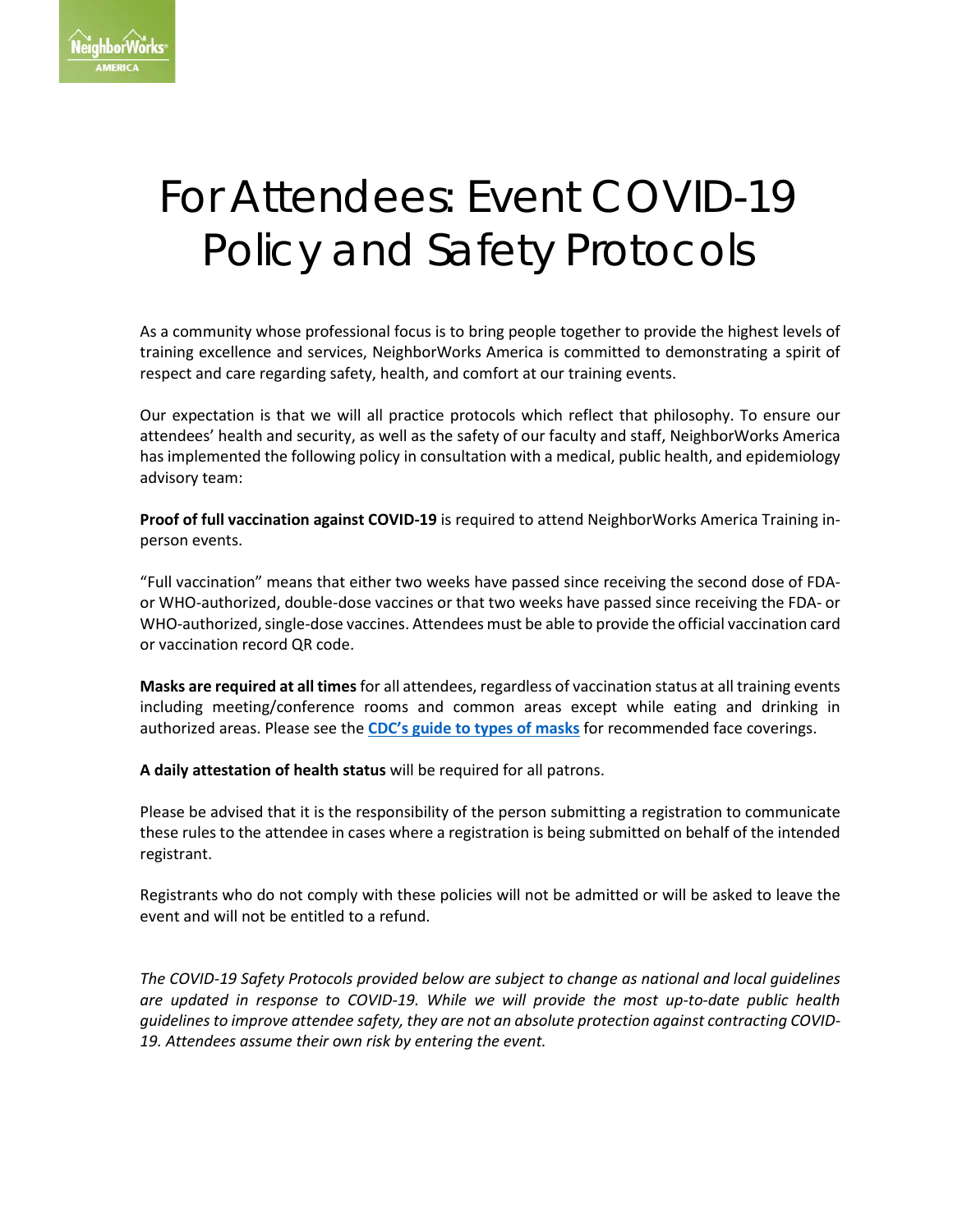# For Attendees: Event COVID-19 Policy and Safety Protocols

As a community whose professional focus is to bring people together to provide the highest levels of training excellence and services, NeighborWorks America is committed to demonstrating a spirit of respect and care regarding safety, health, and comfort at our training events.

Our expectation is that we will all practice protocols which reflect that philosophy. To ensure our attendees' health and security, as well as the safety of our faculty and staff, NeighborWorks America has implemented the following policy in consultation with a medical, public health, and epidemiology advisory team:

**Proof of full vaccination against COVID-19** is required to attend NeighborWorks America Training in-person events.

"Full vaccination" means that either two weeks have passed since receiving the second dose of FDA- or WHO-authorized, double-dose vaccines or that two weeks have passed since receiving the FDA- or WHO-authorized, single-dose vaccines. Attendees must be able to provide the official vaccination card or vaccination record QR code.

**Masks are required at all times** for all attendees, regardless of vaccination status at all training events including meeting/conference rooms and common areas except while eating and drinking in authorized areas. Please see the **CDC's guide to types of masks** for recommended face coverings.

**A daily attestation of health status** will be required for all patrons.

Please be advised that it is the responsibility of the person submitting a registration to communicate these rules to the attendee in cases where a registration is being submitted on behalf of the intended registrant.

Registrants who do not comply with these policies will not be admitted or will be asked to leave the event and will not be entitled to a refund.

*The COVID-19 Safety Protocols provided below are subject to change as national and local guidelines are updated in response to COVID-19. While we will provide the most up-to-date public health guidelines to improve attendee safety, they are not an absolute protection against contracting COVID-19. Attendees assume their own risk by entering the event.*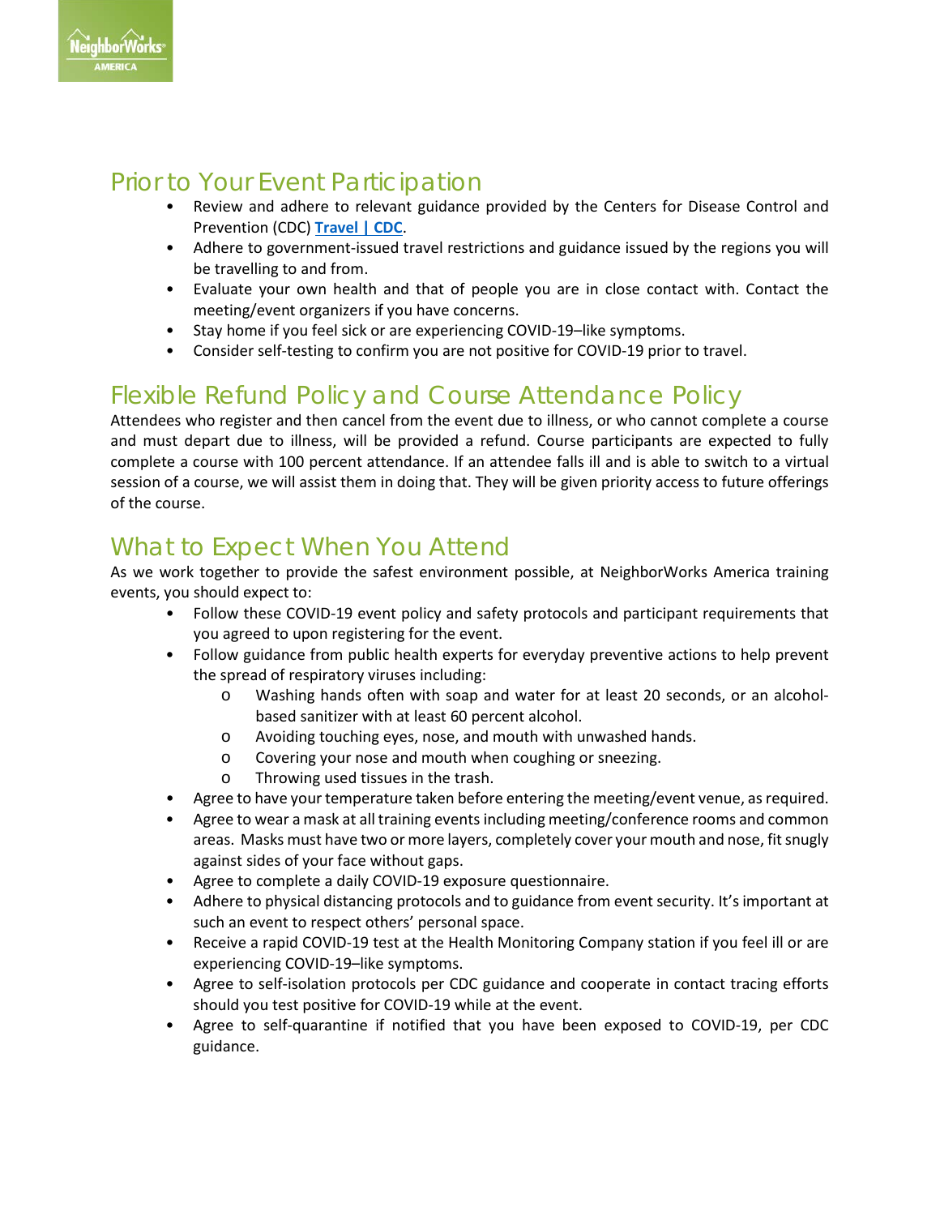## Prior to Your Event Participation

- Review and adhere to relevant guidance provided by the Centers for Disease Control and Prevention (CDC) **Travel | CDC**.
- Adhere to government-issued travel restrictions and guidance issued by the regions you will be travelling to and from.
- Evaluate your own health and that of people you are in close contact with. Contact the meeting/event organizers if you have concerns.
- Stay home if you feel sick or are experiencing COVID-19–like symptoms.
- Consider self-testing to confirm you are not positive for COVID-19 prior to travel.

## Flexible Refund Policy and Course Attendance Policy

Attendees who register and then cancel from the event due to illness, or who cannot complete a course and must depart due to illness, will be provided a refund. Course participants are expected to fully complete a course with 100 percent attendance. If an attendee falls ill and is able to switch to a virtual session of a course, we will assist them in doing that. They will be given priority access to future offerings of the course.

## What to Expect When You Attend

As we work together to provide the safest environment possible, at NeighborWorks America training events, you should expect to:

- Follow these COVID-19 event policy and safety protocols and participant requirements that you agreed to upon registering for the event.
- Follow guidance from public health experts for everyday preventive actions to help prevent the spread of respiratory viruses including:
  - Washing hands often with soap and water for at least 20 seconds, or an alcohol-based sanitizer with at least 60 percent alcohol.
  - Avoiding touching eyes, nose, and mouth with unwashed hands.
  - Covering your nose and mouth when coughing or sneezing.
  - Throwing used tissues in the trash.
- Agree to have your temperature taken before entering the meeting/event venue, as required.
- Agree to wear a mask at all training events including meeting/conference rooms and common areas. Masks must have two or more layers, completely cover your mouth and nose, fit snugly against sides of your face without gaps.
- Agree to complete a daily COVID-19 exposure questionnaire.
- Adhere to physical distancing protocols and to guidance from event security. It's important at such an event to respect others' personal space.
- Receive a rapid COVID-19 test at the Health Monitoring Company station if you feel ill or are experiencing COVID-19–like symptoms.
- Agree to self-isolation protocols per CDC guidance and cooperate in contact tracing efforts should you test positive for COVID-19 while at the event.
- Agree to self-quarantine if notified that you have been exposed to COVID-19, per CDC guidance.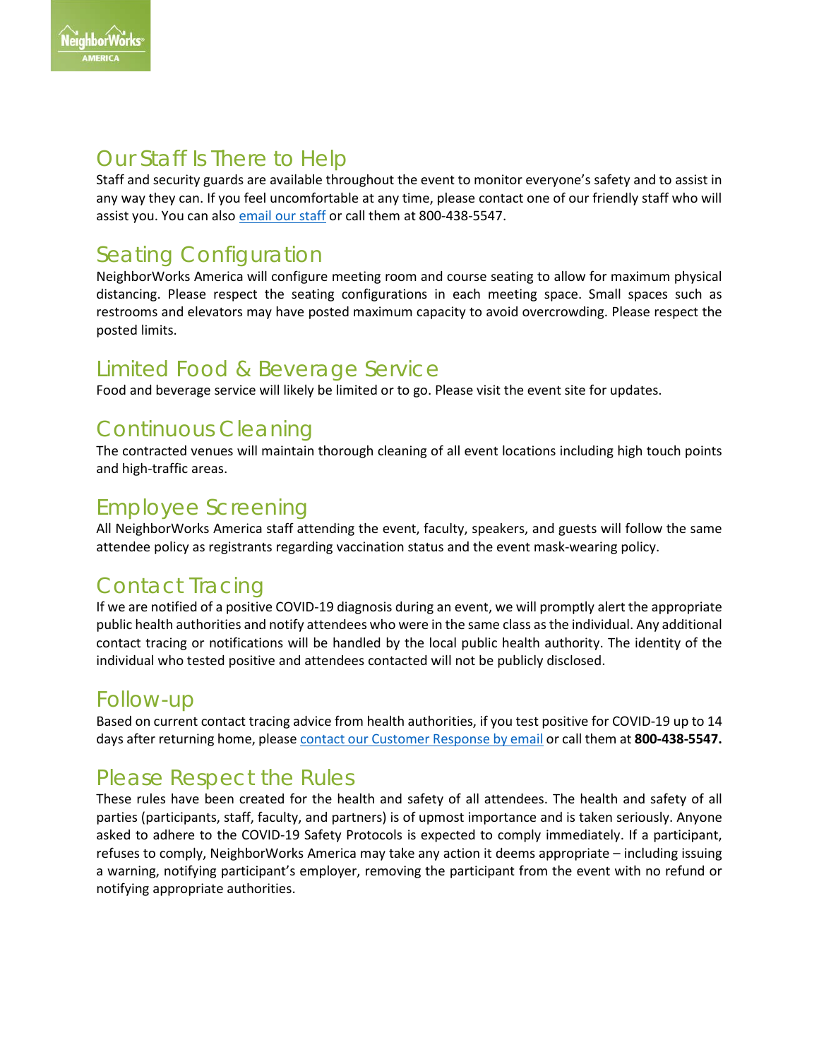## Our Staff Is There to Help

Staff and security guards are available throughout the event to monitor everyone's safety and to assist in any way they can. If you feel uncomfortable at any time, please contact one of our friendly staff who will assist you. You can also email our staff or call them at 800-438-5547.

## Seating Configuration

NeighborWorks America will configure meeting room and course seating to allow for maximum physical distancing. Please respect the seating configurations in each meeting space. Small spaces such as restrooms and elevators may have posted maximum capacity to avoid overcrowding. Please respect the posted limits.

## Limited Food & Beverage Service

Food and beverage service will likely be limited or to go. Please visit the event site for updates.

## Continuous Cleaning

The contracted venues will maintain thorough cleaning of all event locations including high touch points and high-traffic areas.

## Employee Screening

All NeighborWorks America staff attending the event, faculty, speakers, and guests will follow the same attendee policy as registrants regarding vaccination status and the event mask-wearing policy.

## Contact Tracing

If we are notified of a positive COVID-19 diagnosis during an event, we will promptly alert the appropriate public health authorities and notify attendees who were in the same class as the individual. Any additional contact tracing or notifications will be handled by the local public health authority. The identity of the individual who tested positive and attendees contacted will not be publicly disclosed.

## Follow-up

Based on current contact tracing advice from health authorities, if you test positive for COVID-19 up to 14 days after returning home, please contact our Customer Response by email or call them at **800-438-5547.**

## Please Respect the Rules

These rules have been created for the health and safety of all attendees. The health and safety of all parties (participants, staff, faculty, and partners) is of upmost importance and is taken seriously. Anyone asked to adhere to the COVID-19 Safety Protocols is expected to comply immediately. If a participant, refuses to comply, NeighborWorks America may take any action it deems appropriate – including issuing a warning, notifying participant's employer, removing the participant from the event with no refund or notifying appropriate authorities.